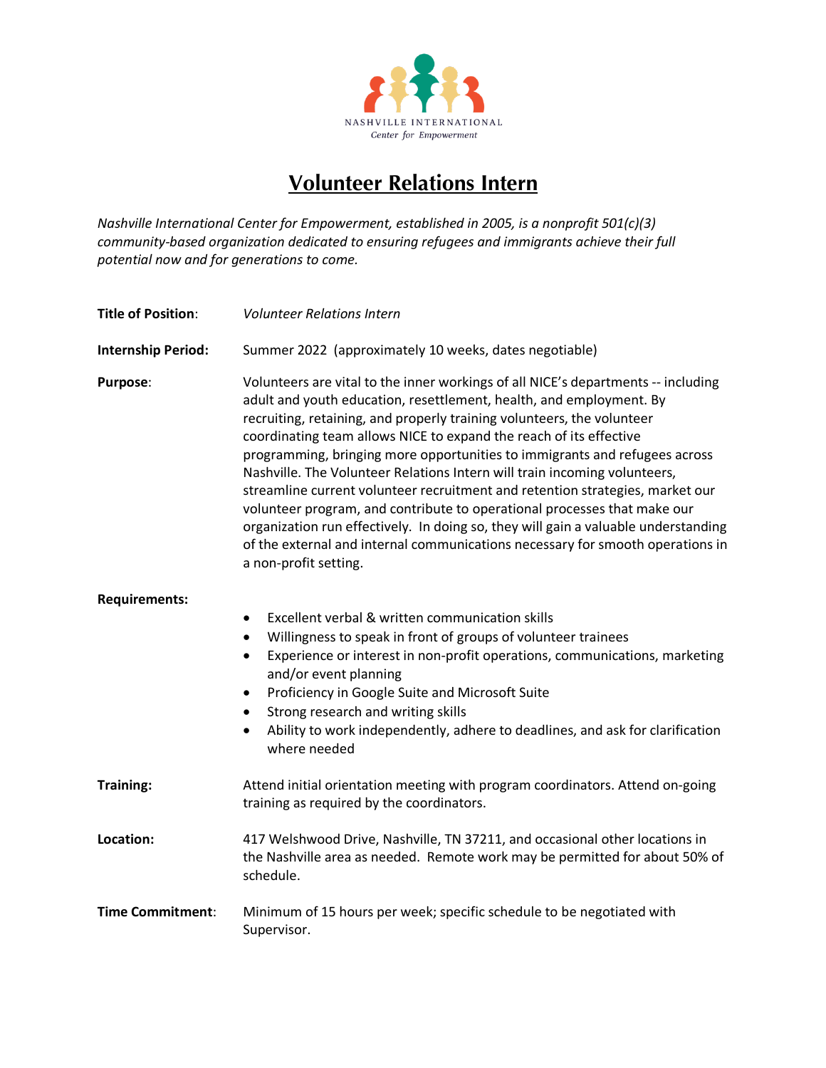NASHVILLE INTERNATIONAL
*Center for Empowerment*

# Volunteer Relations Intern

*Nashville International Center for Empowerment, established in 2005, is a nonprofit 501(c)(3) community-based organization dedicated to ensuring refugees and immigrants achieve their full potential now and for generations to come.*

**Title of Position**: *Volunteer Relations Intern*

**Internship Period:** Summer 2022 (approximately 10 weeks, dates negotiable)

**Purpose**: Volunteers are vital to the inner workings of all NICE's departments -- including adult and youth education, resettlement, health, and employment. By recruiting, retaining, and properly training volunteers, the volunteer coordinating team allows NICE to expand the reach of its effective programming, bringing more opportunities to immigrants and refugees across Nashville. The Volunteer Relations Intern will train incoming volunteers, streamline current volunteer recruitment and retention strategies, market our volunteer program, and contribute to operational processes that make our organization run effectively. In doing so, they will gain a valuable understanding of the external and internal communications necessary for smooth operations in a non-profit setting.

**Requirements:**

- Excellent verbal & written communication skills
- Willingness to speak in front of groups of volunteer trainees
- Experience or interest in non-profit operations, communications, marketing and/or event planning
- Proficiency in Google Suite and Microsoft Suite
- Strong research and writing skills
- Ability to work independently, adhere to deadlines, and ask for clarification where needed

**Training:** Attend initial orientation meeting with program coordinators. Attend on-going training as required by the coordinators.

**Location:** 417 Welshwood Drive, Nashville, TN 37211, and occasional other locations in the Nashville area as needed. Remote work may be permitted for about 50% of schedule.

**Time Commitment**: Minimum of 15 hours per week; specific schedule to be negotiated with Supervisor.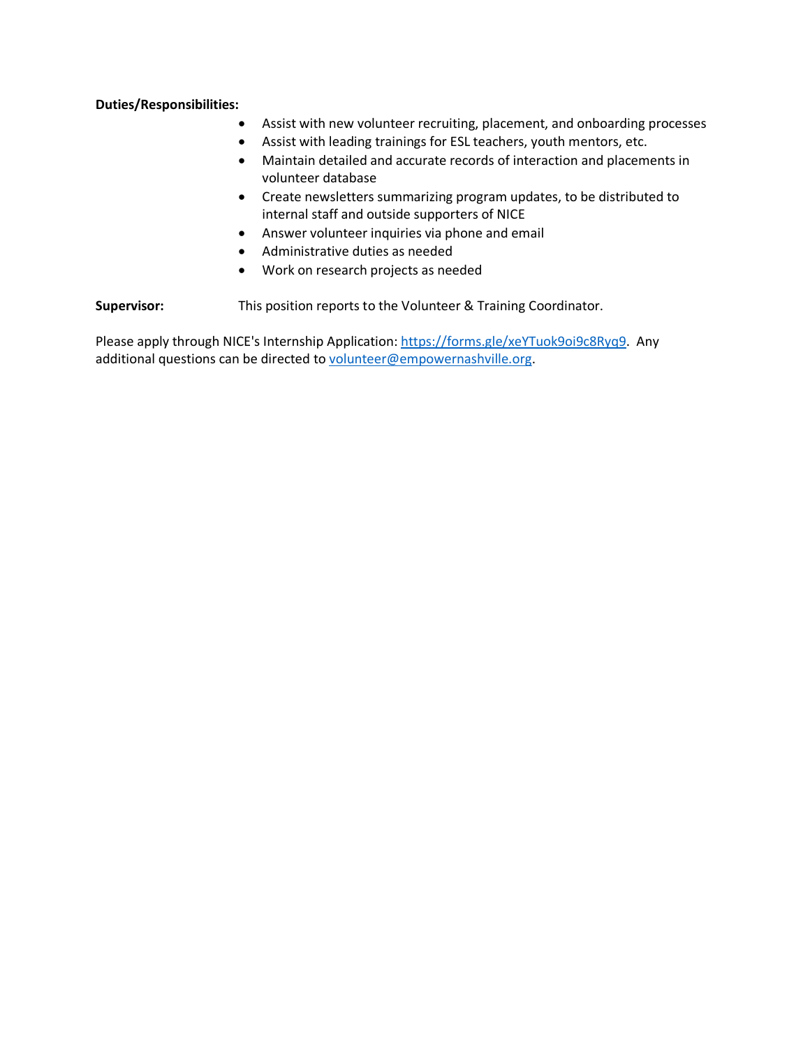**Duties/Responsibilities:**

- Assist with new volunteer recruiting, placement, and onboarding processes
- Assist with leading trainings for ESL teachers, youth mentors, etc.
- Maintain detailed and accurate records of interaction and placements in volunteer database
- Create newsletters summarizing program updates, to be distributed to internal staff and outside supporters of NICE
- Answer volunteer inquiries via phone and email
- Administrative duties as needed
- Work on research projects as needed

**Supervisor:** This position reports to the Volunteer & Training Coordinator.

Please apply through NICE's Internship Application: https://forms.gle/xeYTuok9oi9c8Ryq9. Any additional questions can be directed to volunteer@empowernashville.org.